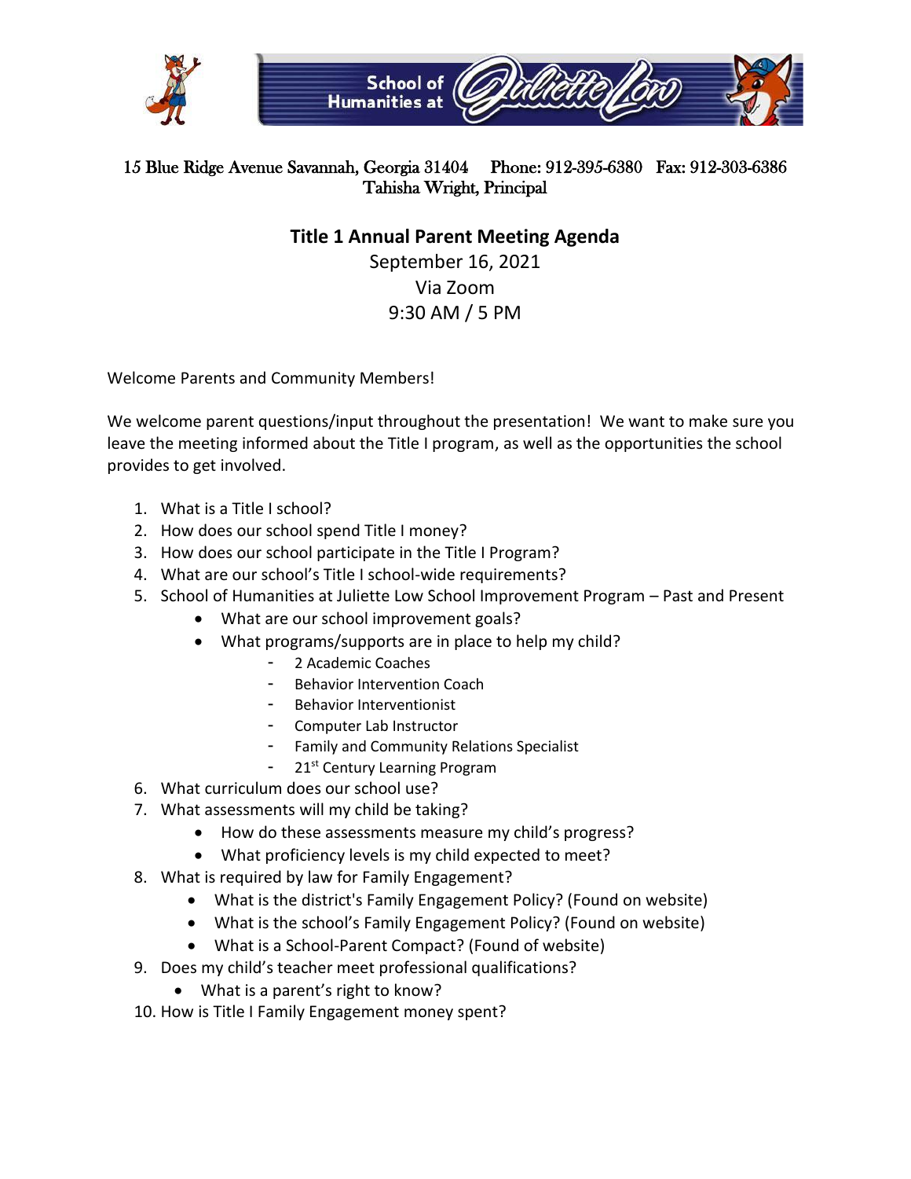School of Humanities at Juliette Low

15 Blue Ridge Avenue Savannah, Georgia 31404 Phone: 912-395-6380 Fax: 912-303-6386
Tahisha Wright, Principal

# Title 1 Annual Parent Meeting Agenda

September 16, 2021
Via Zoom
9:30 AM / 5 PM

Welcome Parents and Community Members!

We welcome parent questions/input throughout the presentation! We want to make sure you leave the meeting informed about the Title I program, as well as the opportunities the school provides to get involved.

1. What is a Title I school?
2. How does our school spend Title I money?
3. How does our school participate in the Title I Program?
4. What are our school's Title I school-wide requirements?
5. School of Humanities at Juliette Low School Improvement Program – Past and Present
    - What are our school improvement goals?
    - What programs/supports are in place to help my child?
        - 2 Academic Coaches
        - Behavior Intervention Coach
        - Behavior Interventionist
        - Computer Lab Instructor
        - Family and Community Relations Specialist
        - 21st Century Learning Program
6. What curriculum does our school use?
7. What assessments will my child be taking?
    - How do these assessments measure my child's progress?
    - What proficiency levels is my child expected to meet?
8. What is required by law for Family Engagement?
    - What is the district's Family Engagement Policy? (Found on website)
    - What is the school's Family Engagement Policy? (Found on website)
    - What is a School-Parent Compact? (Found of website)
9. Does my child's teacher meet professional qualifications?
    - What is a parent's right to know?
10. How is Title I Family Engagement money spent?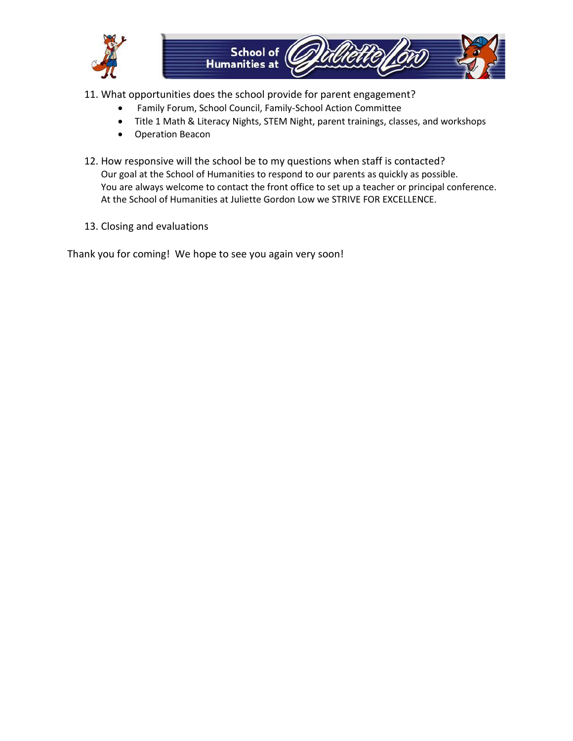11. What opportunities does the school provide for parent engagement?
    - Family Forum, School Council, Family-School Action Committee
    - Title 1 Math & Literacy Nights, STEM Night, parent trainings, classes, and workshops
    - Operation Beacon

12. How responsive will the school be to my questions when staff is contacted?
    Our goal at the School of Humanities to respond to our parents as quickly as possible.
    You are always welcome to contact the front office to set up a teacher or principal conference.
    At the School of Humanities at Juliette Gordon Low we STRIVE FOR EXCELLENCE.

13. Closing and evaluations

Thank you for coming! We hope to see you again very soon!